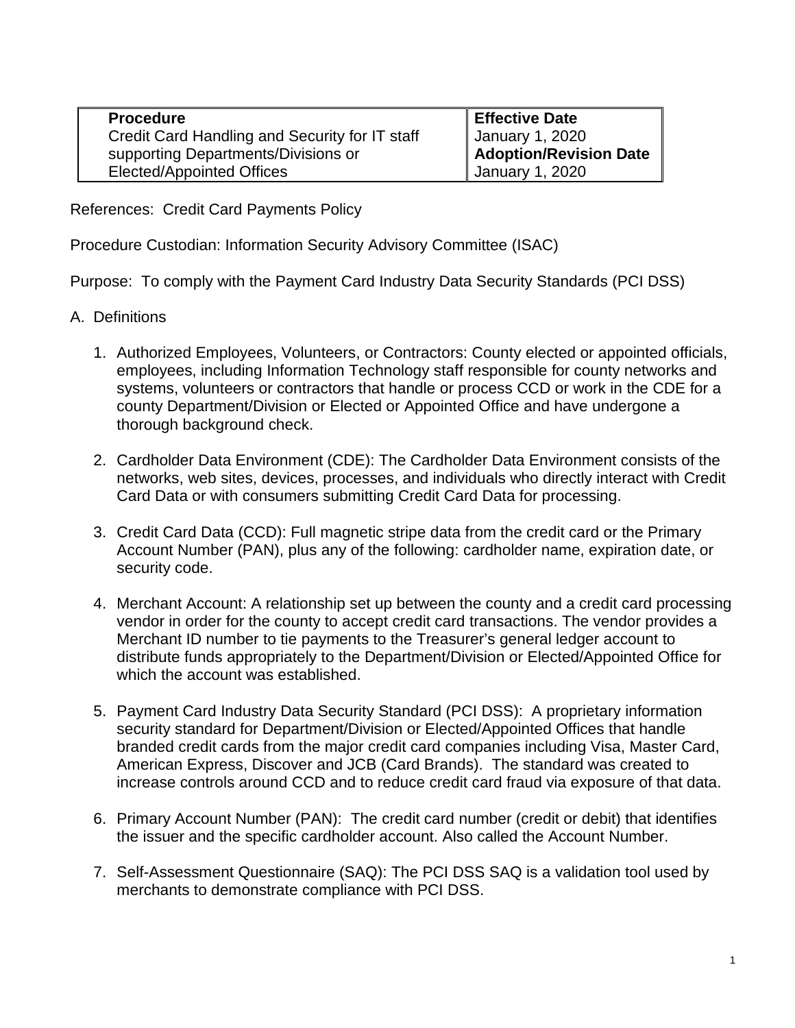| Procedure | Effective Date |
|---|---|
| Credit Card Handling and Security for IT staff supporting Departments/Divisions or Elected/Appointed Offices | January 1, 2020<br>**Adoption/Revision Date**<br>January 1, 2020 |

References: Credit Card Payments Policy

Procedure Custodian: Information Security Advisory Committee (ISAC)

Purpose: To comply with the Payment Card Industry Data Security Standards (PCI DSS)

A. Definitions

1. Authorized Employees, Volunteers, or Contractors: County elected or appointed officials, employees, including Information Technology staff responsible for county networks and systems, volunteers or contractors that handle or process CCD or work in the CDE for a county Department/Division or Elected or Appointed Office and have undergone a thorough background check.

2. Cardholder Data Environment (CDE): The Cardholder Data Environment consists of the networks, web sites, devices, processes, and individuals who directly interact with Credit Card Data or with consumers submitting Credit Card Data for processing.

3. Credit Card Data (CCD): Full magnetic stripe data from the credit card or the Primary Account Number (PAN), plus any of the following: cardholder name, expiration date, or security code.

4. Merchant Account: A relationship set up between the county and a credit card processing vendor in order for the county to accept credit card transactions. The vendor provides a Merchant ID number to tie payments to the Treasurer's general ledger account to distribute funds appropriately to the Department/Division or Elected/Appointed Office for which the account was established.

5. Payment Card Industry Data Security Standard (PCI DSS): A proprietary information security standard for Department/Division or Elected/Appointed Offices that handle branded credit cards from the major credit card companies including Visa, Master Card, American Express, Discover and JCB (Card Brands). The standard was created to increase controls around CCD and to reduce credit card fraud via exposure of that data.

6. Primary Account Number (PAN): The credit card number (credit or debit) that identifies the issuer and the specific cardholder account. Also called the Account Number.

7. Self-Assessment Questionnaire (SAQ): The PCI DSS SAQ is a validation tool used by merchants to demonstrate compliance with PCI DSS.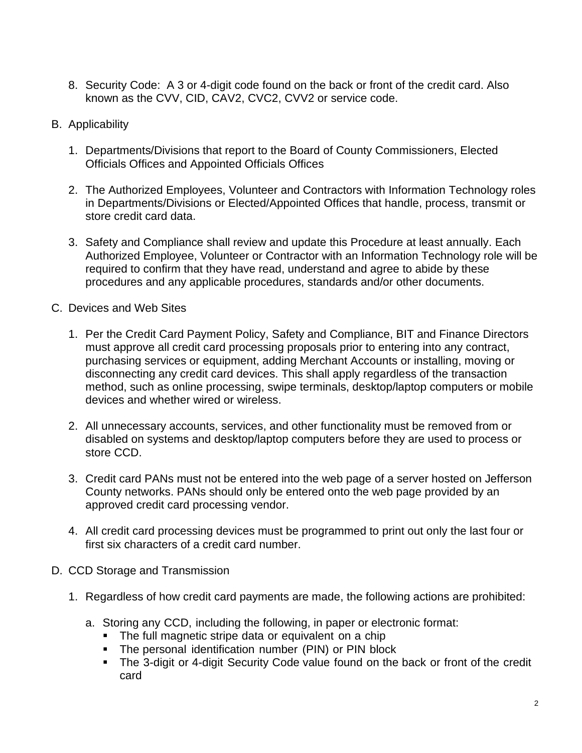8. Security Code: A 3 or 4-digit code found on the back or front of the credit card. Also known as the CVV, CID, CAV2, CVC2, CVV2 or service code.

B. Applicability

1. Departments/Divisions that report to the Board of County Commissioners, Elected Officials Offices and Appointed Officials Offices

2. The Authorized Employees, Volunteer and Contractors with Information Technology roles in Departments/Divisions or Elected/Appointed Offices that handle, process, transmit or store credit card data.

3. Safety and Compliance shall review and update this Procedure at least annually. Each Authorized Employee, Volunteer or Contractor with an Information Technology role will be required to confirm that they have read, understand and agree to abide by these procedures and any applicable procedures, standards and/or other documents.

C. Devices and Web Sites

1. Per the Credit Card Payment Policy, Safety and Compliance, BIT and Finance Directors must approve all credit card processing proposals prior to entering into any contract, purchasing services or equipment, adding Merchant Accounts or installing, moving or disconnecting any credit card devices. This shall apply regardless of the transaction method, such as online processing, swipe terminals, desktop/laptop computers or mobile devices and whether wired or wireless.

2. All unnecessary accounts, services, and other functionality must be removed from or disabled on systems and desktop/laptop computers before they are used to process or store CCD.

3. Credit card PANs must not be entered into the web page of a server hosted on Jefferson County networks. PANs should only be entered onto the web page provided by an approved credit card processing vendor.

4. All credit card processing devices must be programmed to print out only the last four or first six characters of a credit card number.

D. CCD Storage and Transmission

1. Regardless of how credit card payments are made, the following actions are prohibited:

   a. Storing any CCD, including the following, in paper or electronic format:
      - The full magnetic stripe data or equivalent on a chip
      - The personal identification number (PIN) or PIN block
      - The 3-digit or 4-digit Security Code value found on the back or front of the credit card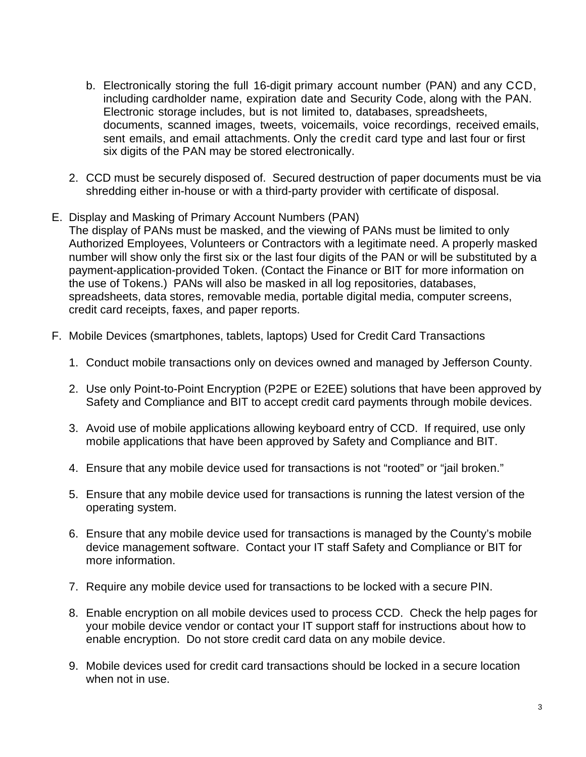b. Electronically storing the full 16-digit primary account number (PAN) and any CCD, including cardholder name, expiration date and Security Code, along with the PAN. Electronic storage includes, but is not limited to, databases, spreadsheets, documents, scanned images, tweets, voicemails, voice recordings, received emails, sent emails, and email attachments. Only the credit card type and last four or first six digits of the PAN may be stored electronically.

2. CCD must be securely disposed of. Secured destruction of paper documents must be via shredding either in-house or with a third-party provider with certificate of disposal.

E. Display and Masking of Primary Account Numbers (PAN)
The display of PANs must be masked, and the viewing of PANs must be limited to only Authorized Employees, Volunteers or Contractors with a legitimate need. A properly masked number will show only the first six or the last four digits of the PAN or will be substituted by a payment-application-provided Token. (Contact the Finance or BIT for more information on the use of Tokens.) PANs will also be masked in all log repositories, databases, spreadsheets, data stores, removable media, portable digital media, computer screens, credit card receipts, faxes, and paper reports.

F. Mobile Devices (smartphones, tablets, laptops) Used for Credit Card Transactions

1. Conduct mobile transactions only on devices owned and managed by Jefferson County.

2. Use only Point-to-Point Encryption (P2PE or E2EE) solutions that have been approved by Safety and Compliance and BIT to accept credit card payments through mobile devices.

3. Avoid use of mobile applications allowing keyboard entry of CCD. If required, use only mobile applications that have been approved by Safety and Compliance and BIT.

4. Ensure that any mobile device used for transactions is not "rooted" or "jail broken."

5. Ensure that any mobile device used for transactions is running the latest version of the operating system.

6. Ensure that any mobile device used for transactions is managed by the County's mobile device management software. Contact your IT staff Safety and Compliance or BIT for more information.

7. Require any mobile device used for transactions to be locked with a secure PIN.

8. Enable encryption on all mobile devices used to process CCD. Check the help pages for your mobile device vendor or contact your IT support staff for instructions about how to enable encryption. Do not store credit card data on any mobile device.

9. Mobile devices used for credit card transactions should be locked in a secure location when not in use.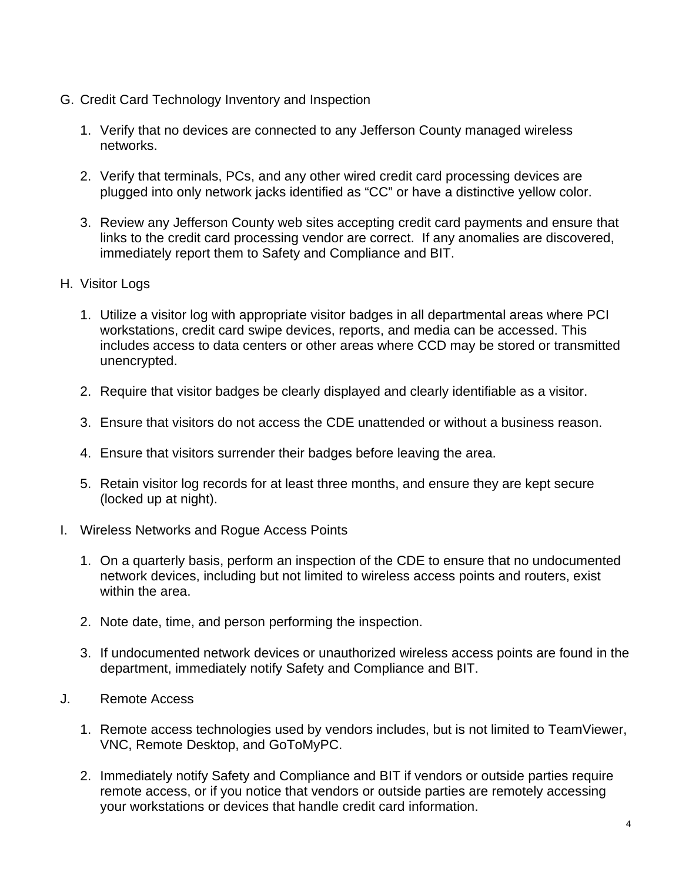G. Credit Card Technology Inventory and Inspection

   1. Verify that no devices are connected to any Jefferson County managed wireless networks.

   2. Verify that terminals, PCs, and any other wired credit card processing devices are plugged into only network jacks identified as “CC” or have a distinctive yellow color.

   3. Review any Jefferson County web sites accepting credit card payments and ensure that links to the credit card processing vendor are correct. If any anomalies are discovered, immediately report them to Safety and Compliance and BIT.

H. Visitor Logs

   1. Utilize a visitor log with appropriate visitor badges in all departmental areas where PCI workstations, credit card swipe devices, reports, and media can be accessed. This includes access to data centers or other areas where CCD may be stored or transmitted unencrypted.

   2. Require that visitor badges be clearly displayed and clearly identifiable as a visitor.

   3. Ensure that visitors do not access the CDE unattended or without a business reason.

   4. Ensure that visitors surrender their badges before leaving the area.

   5. Retain visitor log records for at least three months, and ensure they are kept secure (locked up at night).

I. Wireless Networks and Rogue Access Points

   1. On a quarterly basis, perform an inspection of the CDE to ensure that no undocumented network devices, including but not limited to wireless access points and routers, exist within the area.

   2. Note date, time, and person performing the inspection.

   3. If undocumented network devices or unauthorized wireless access points are found in the department, immediately notify Safety and Compliance and BIT.

J. Remote Access

   1. Remote access technologies used by vendors includes, but is not limited to TeamViewer, VNC, Remote Desktop, and GoToMyPC.

   2. Immediately notify Safety and Compliance and BIT if vendors or outside parties require remote access, or if you notice that vendors or outside parties are remotely accessing your workstations or devices that handle credit card information.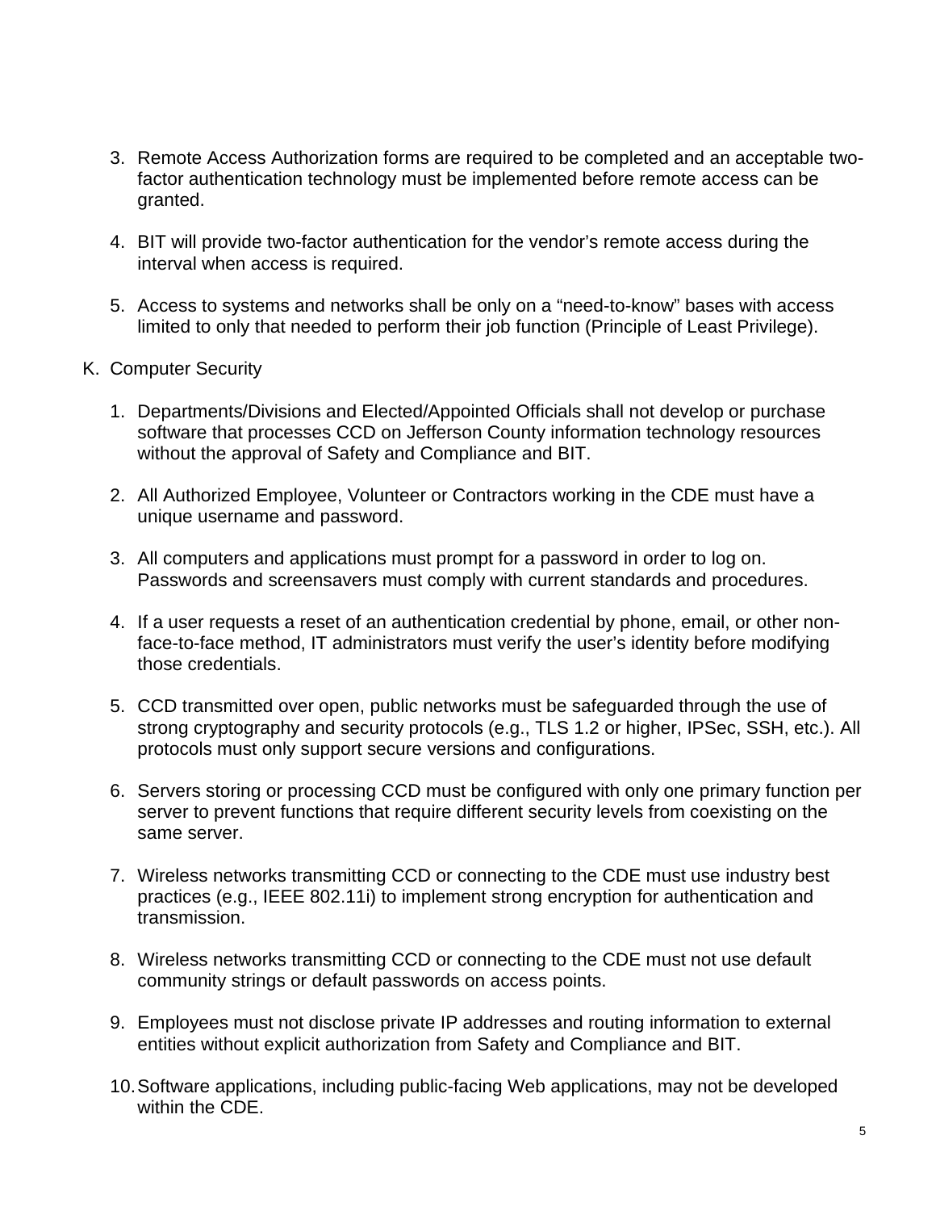3. Remote Access Authorization forms are required to be completed and an acceptable two-factor authentication technology must be implemented before remote access can be granted.

4. BIT will provide two-factor authentication for the vendor's remote access during the interval when access is required.

5. Access to systems and networks shall be only on a "need-to-know" bases with access limited to only that needed to perform their job function (Principle of Least Privilege).

K. Computer Security

1. Departments/Divisions and Elected/Appointed Officials shall not develop or purchase software that processes CCD on Jefferson County information technology resources without the approval of Safety and Compliance and BIT.

2. All Authorized Employee, Volunteer or Contractors working in the CDE must have a unique username and password.

3. All computers and applications must prompt for a password in order to log on. Passwords and screensavers must comply with current standards and procedures.

4. If a user requests a reset of an authentication credential by phone, email, or other non-face-to-face method, IT administrators must verify the user's identity before modifying those credentials.

5. CCD transmitted over open, public networks must be safeguarded through the use of strong cryptography and security protocols (e.g., TLS 1.2 or higher, IPSec, SSH, etc.). All protocols must only support secure versions and configurations.

6. Servers storing or processing CCD must be configured with only one primary function per server to prevent functions that require different security levels from coexisting on the same server.

7. Wireless networks transmitting CCD or connecting to the CDE must use industry best practices (e.g., IEEE 802.11i) to implement strong encryption for authentication and transmission.

8. Wireless networks transmitting CCD or connecting to the CDE must not use default community strings or default passwords on access points.

9. Employees must not disclose private IP addresses and routing information to external entities without explicit authorization from Safety and Compliance and BIT.

10. Software applications, including public-facing Web applications, may not be developed within the CDE.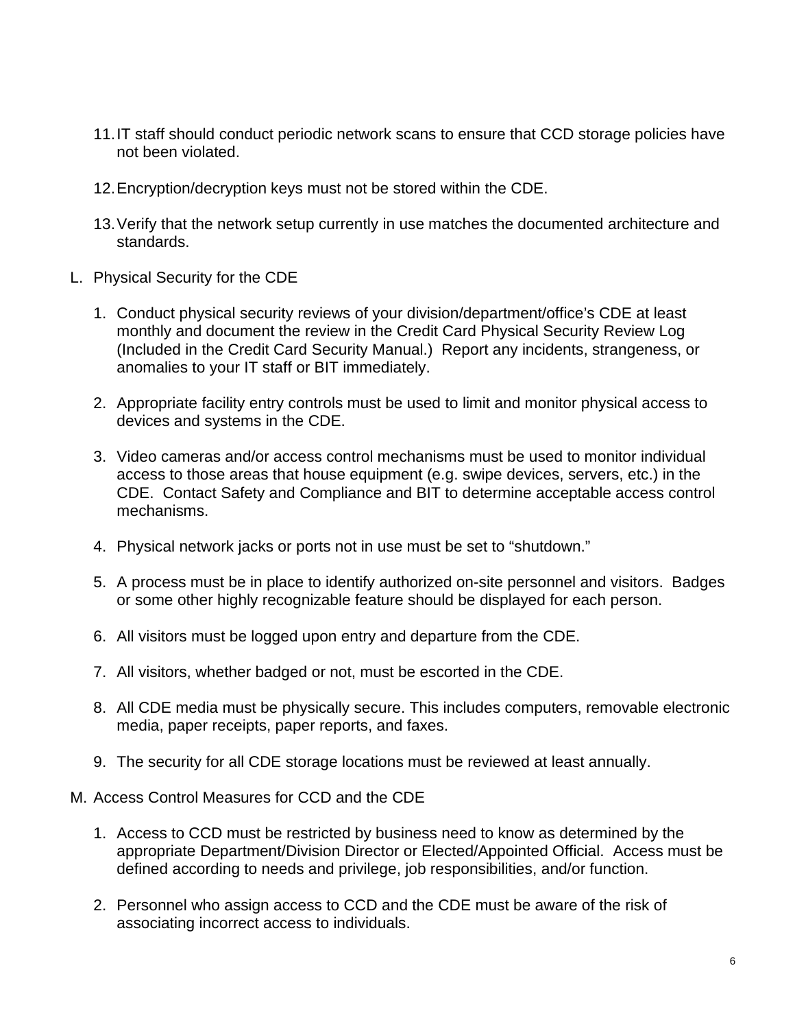11. IT staff should conduct periodic network scans to ensure that CCD storage policies have not been violated.

12. Encryption/decryption keys must not be stored within the CDE.

13. Verify that the network setup currently in use matches the documented architecture and standards.

L. Physical Security for the CDE

1. Conduct physical security reviews of your division/department/office's CDE at least monthly and document the review in the Credit Card Physical Security Review Log (Included in the Credit Card Security Manual.) Report any incidents, strangeness, or anomalies to your IT staff or BIT immediately.

2. Appropriate facility entry controls must be used to limit and monitor physical access to devices and systems in the CDE.

3. Video cameras and/or access control mechanisms must be used to monitor individual access to those areas that house equipment (e.g. swipe devices, servers, etc.) in the CDE. Contact Safety and Compliance and BIT to determine acceptable access control mechanisms.

4. Physical network jacks or ports not in use must be set to "shutdown."

5. A process must be in place to identify authorized on-site personnel and visitors. Badges or some other highly recognizable feature should be displayed for each person.

6. All visitors must be logged upon entry and departure from the CDE.

7. All visitors, whether badged or not, must be escorted in the CDE.

8. All CDE media must be physically secure. This includes computers, removable electronic media, paper receipts, paper reports, and faxes.

9. The security for all CDE storage locations must be reviewed at least annually.

M. Access Control Measures for CCD and the CDE

1. Access to CCD must be restricted by business need to know as determined by the appropriate Department/Division Director or Elected/Appointed Official. Access must be defined according to needs and privilege, job responsibilities, and/or function.

2. Personnel who assign access to CCD and the CDE must be aware of the risk of associating incorrect access to individuals.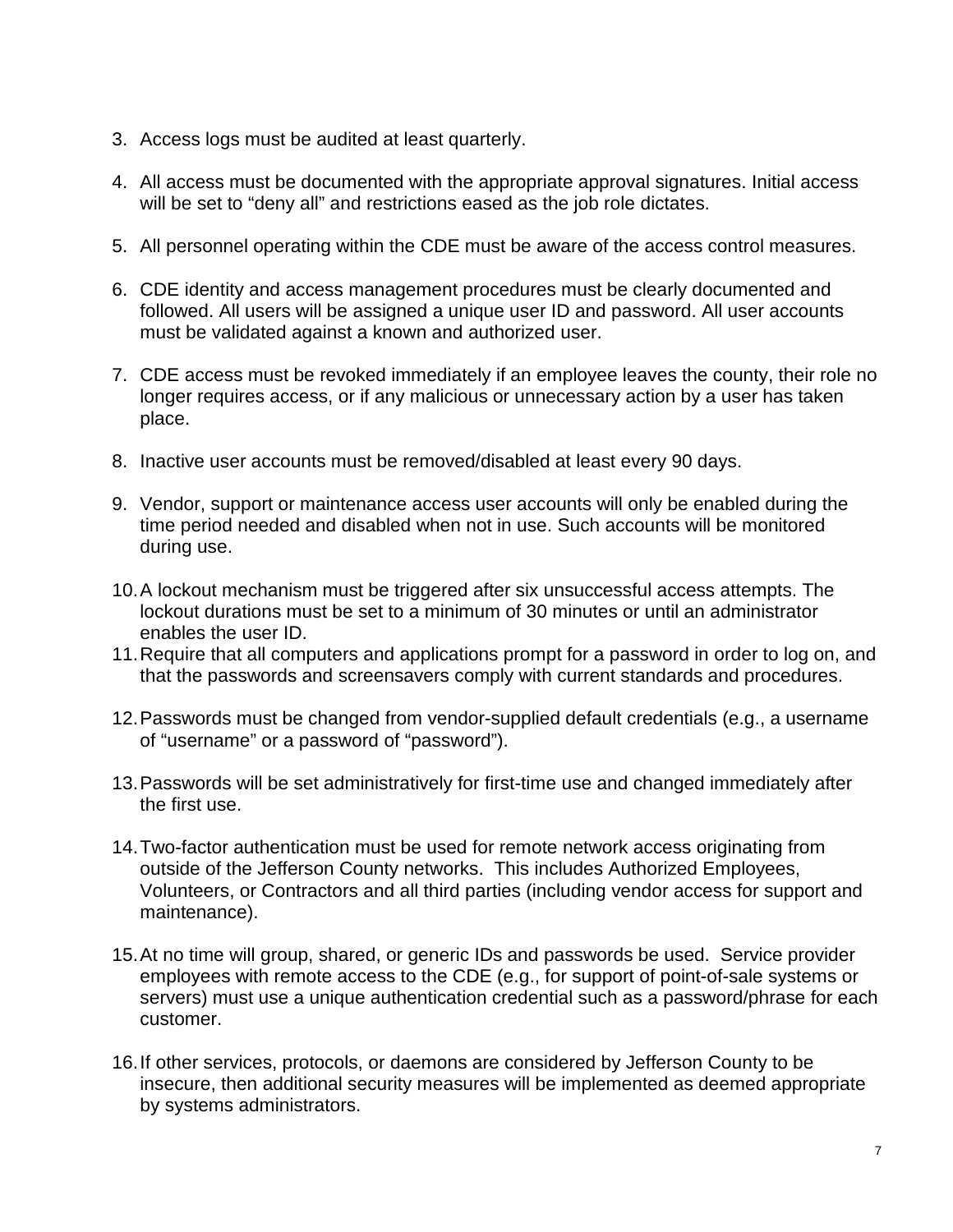3. Access logs must be audited at least quarterly.

4. All access must be documented with the appropriate approval signatures. Initial access will be set to “deny all” and restrictions eased as the job role dictates.

5. All personnel operating within the CDE must be aware of the access control measures.

6. CDE identity and access management procedures must be clearly documented and followed. All users will be assigned a unique user ID and password. All user accounts must be validated against a known and authorized user.

7. CDE access must be revoked immediately if an employee leaves the county, their role no longer requires access, or if any malicious or unnecessary action by a user has taken place.

8. Inactive user accounts must be removed/disabled at least every 90 days.

9. Vendor, support or maintenance access user accounts will only be enabled during the time period needed and disabled when not in use. Such accounts will be monitored during use.

10. A lockout mechanism must be triggered after six unsuccessful access attempts. The lockout durations must be set to a minimum of 30 minutes or until an administrator enables the user ID.
11. Require that all computers and applications prompt for a password in order to log on, and that the passwords and screensavers comply with current standards and procedures.

12. Passwords must be changed from vendor-supplied default credentials (e.g., a username of “username” or a password of “password”).

13. Passwords will be set administratively for first-time use and changed immediately after the first use.

14. Two-factor authentication must be used for remote network access originating from outside of the Jefferson County networks. This includes Authorized Employees, Volunteers, or Contractors and all third parties (including vendor access for support and maintenance).

15. At no time will group, shared, or generic IDs and passwords be used. Service provider employees with remote access to the CDE (e.g., for support of point-of-sale systems or servers) must use a unique authentication credential such as a password/phrase for each customer.

16. If other services, protocols, or daemons are considered by Jefferson County to be insecure, then additional security measures will be implemented as deemed appropriate by systems administrators.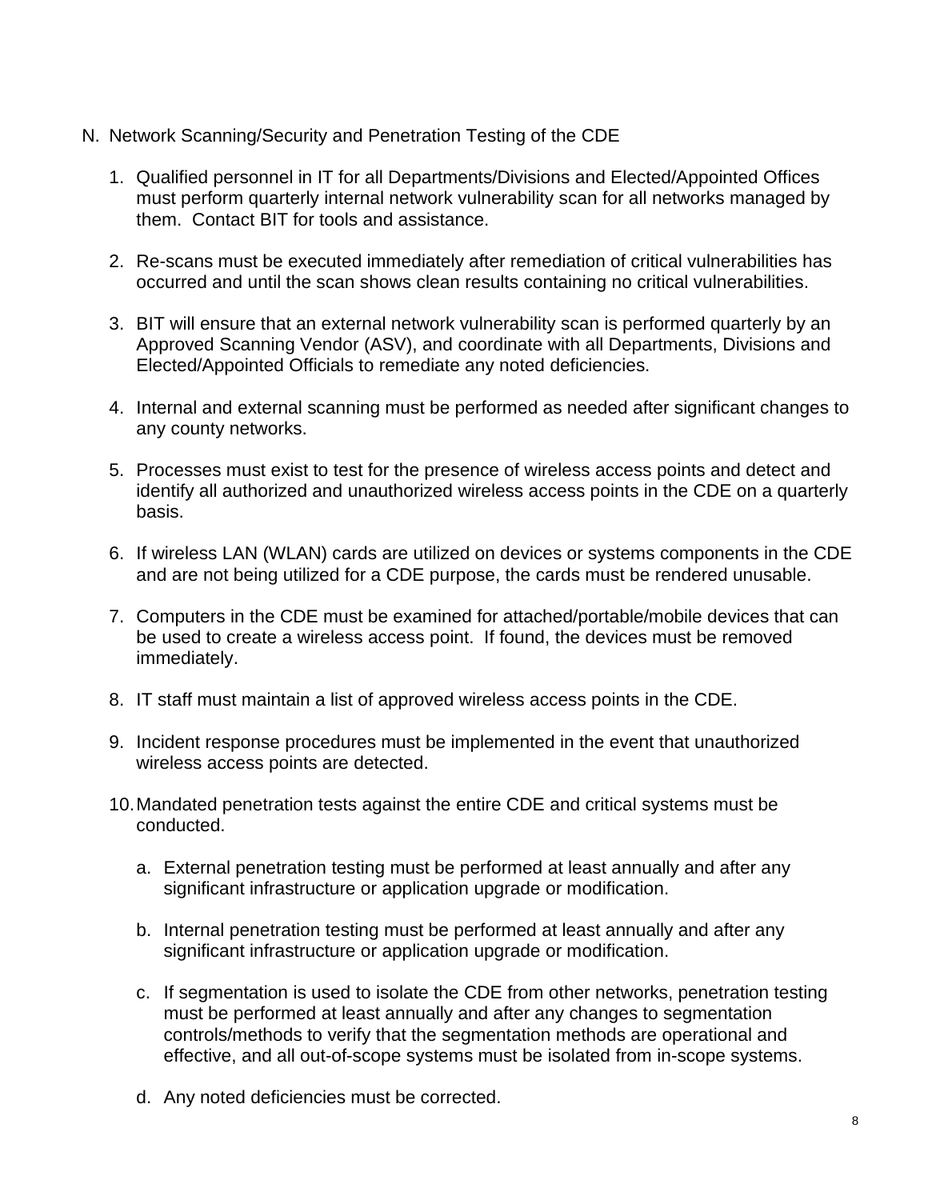N. Network Scanning/Security and Penetration Testing of the CDE

1. Qualified personnel in IT for all Departments/Divisions and Elected/Appointed Offices must perform quarterly internal network vulnerability scan for all networks managed by them. Contact BIT for tools and assistance.

2. Re-scans must be executed immediately after remediation of critical vulnerabilities has occurred and until the scan shows clean results containing no critical vulnerabilities.

3. BIT will ensure that an external network vulnerability scan is performed quarterly by an Approved Scanning Vendor (ASV), and coordinate with all Departments, Divisions and Elected/Appointed Officials to remediate any noted deficiencies.

4. Internal and external scanning must be performed as needed after significant changes to any county networks.

5. Processes must exist to test for the presence of wireless access points and detect and identify all authorized and unauthorized wireless access points in the CDE on a quarterly basis.

6. If wireless LAN (WLAN) cards are utilized on devices or systems components in the CDE and are not being utilized for a CDE purpose, the cards must be rendered unusable.

7. Computers in the CDE must be examined for attached/portable/mobile devices that can be used to create a wireless access point. If found, the devices must be removed immediately.

8. IT staff must maintain a list of approved wireless access points in the CDE.

9. Incident response procedures must be implemented in the event that unauthorized wireless access points are detected.

10. Mandated penetration tests against the entire CDE and critical systems must be conducted.

    a. External penetration testing must be performed at least annually and after any significant infrastructure or application upgrade or modification.

    b. Internal penetration testing must be performed at least annually and after any significant infrastructure or application upgrade or modification.

    c. If segmentation is used to isolate the CDE from other networks, penetration testing must be performed at least annually and after any changes to segmentation controls/methods to verify that the segmentation methods are operational and effective, and all out-of-scope systems must be isolated from in-scope systems.

    d. Any noted deficiencies must be corrected.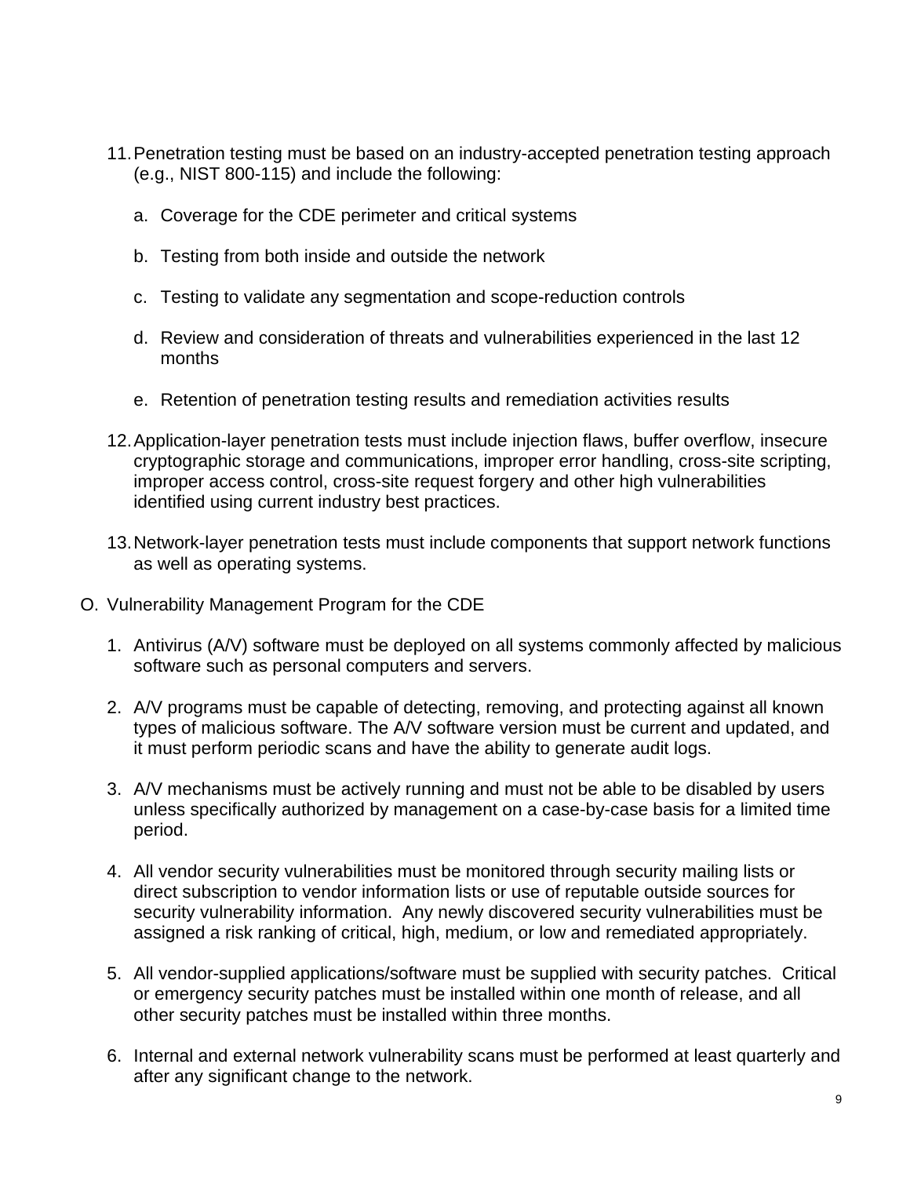11. Penetration testing must be based on an industry-accepted penetration testing approach (e.g., NIST 800-115) and include the following:

    a. Coverage for the CDE perimeter and critical systems

    b. Testing from both inside and outside the network

    c. Testing to validate any segmentation and scope-reduction controls

    d. Review and consideration of threats and vulnerabilities experienced in the last 12 months

    e. Retention of penetration testing results and remediation activities results

12. Application-layer penetration tests must include injection flaws, buffer overflow, insecure cryptographic storage and communications, improper error handling, cross-site scripting, improper access control, cross-site request forgery and other high vulnerabilities identified using current industry best practices.

13. Network-layer penetration tests must include components that support network functions as well as operating systems.

O. Vulnerability Management Program for the CDE

1. Antivirus (A/V) software must be deployed on all systems commonly affected by malicious software such as personal computers and servers.

2. A/V programs must be capable of detecting, removing, and protecting against all known types of malicious software. The A/V software version must be current and updated, and it must perform periodic scans and have the ability to generate audit logs.

3. A/V mechanisms must be actively running and must not be able to be disabled by users unless specifically authorized by management on a case-by-case basis for a limited time period.

4. All vendor security vulnerabilities must be monitored through security mailing lists or direct subscription to vendor information lists or use of reputable outside sources for security vulnerability information. Any newly discovered security vulnerabilities must be assigned a risk ranking of critical, high, medium, or low and remediated appropriately.

5. All vendor-supplied applications/software must be supplied with security patches. Critical or emergency security patches must be installed within one month of release, and all other security patches must be installed within three months.

6. Internal and external network vulnerability scans must be performed at least quarterly and after any significant change to the network.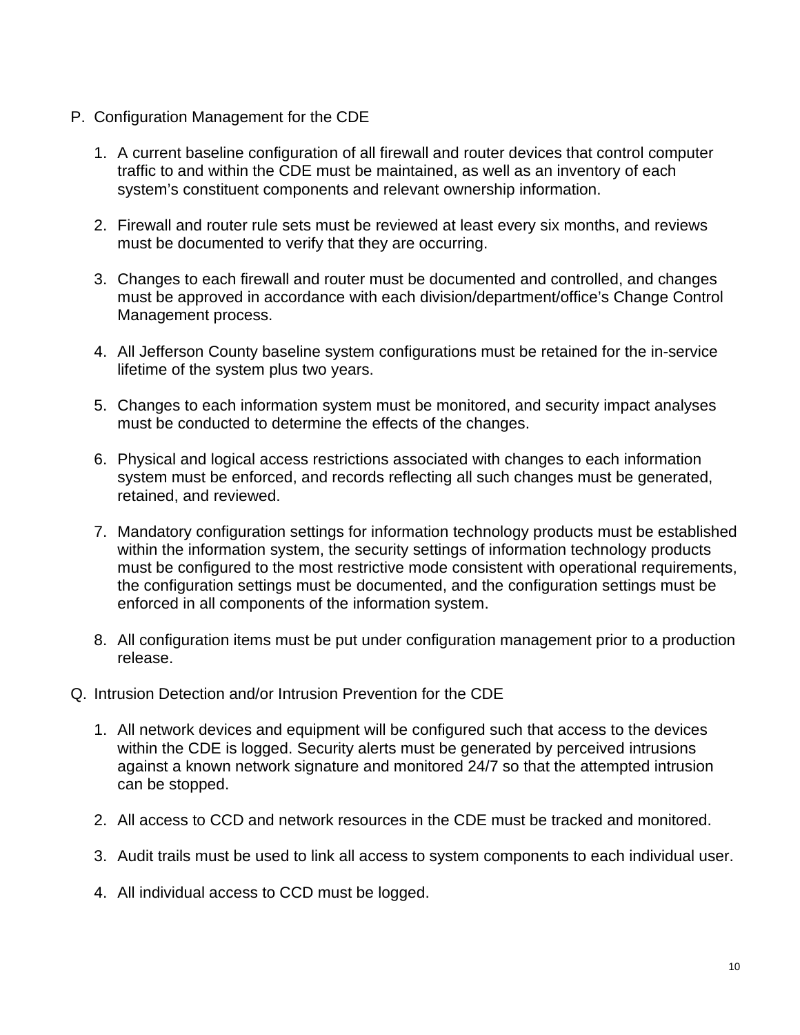P. Configuration Management for the CDE

1. A current baseline configuration of all firewall and router devices that control computer traffic to and within the CDE must be maintained, as well as an inventory of each system's constituent components and relevant ownership information.

2. Firewall and router rule sets must be reviewed at least every six months, and reviews must be documented to verify that they are occurring.

3. Changes to each firewall and router must be documented and controlled, and changes must be approved in accordance with each division/department/office's Change Control Management process.

4. All Jefferson County baseline system configurations must be retained for the in-service lifetime of the system plus two years.

5. Changes to each information system must be monitored, and security impact analyses must be conducted to determine the effects of the changes.

6. Physical and logical access restrictions associated with changes to each information system must be enforced, and records reflecting all such changes must be generated, retained, and reviewed.

7. Mandatory configuration settings for information technology products must be established within the information system, the security settings of information technology products must be configured to the most restrictive mode consistent with operational requirements, the configuration settings must be documented, and the configuration settings must be enforced in all components of the information system.

8. All configuration items must be put under configuration management prior to a production release.

Q. Intrusion Detection and/or Intrusion Prevention for the CDE

1. All network devices and equipment will be configured such that access to the devices within the CDE is logged. Security alerts must be generated by perceived intrusions against a known network signature and monitored 24/7 so that the attempted intrusion can be stopped.

2. All access to CCD and network resources in the CDE must be tracked and monitored.

3. Audit trails must be used to link all access to system components to each individual user.

4. All individual access to CCD must be logged.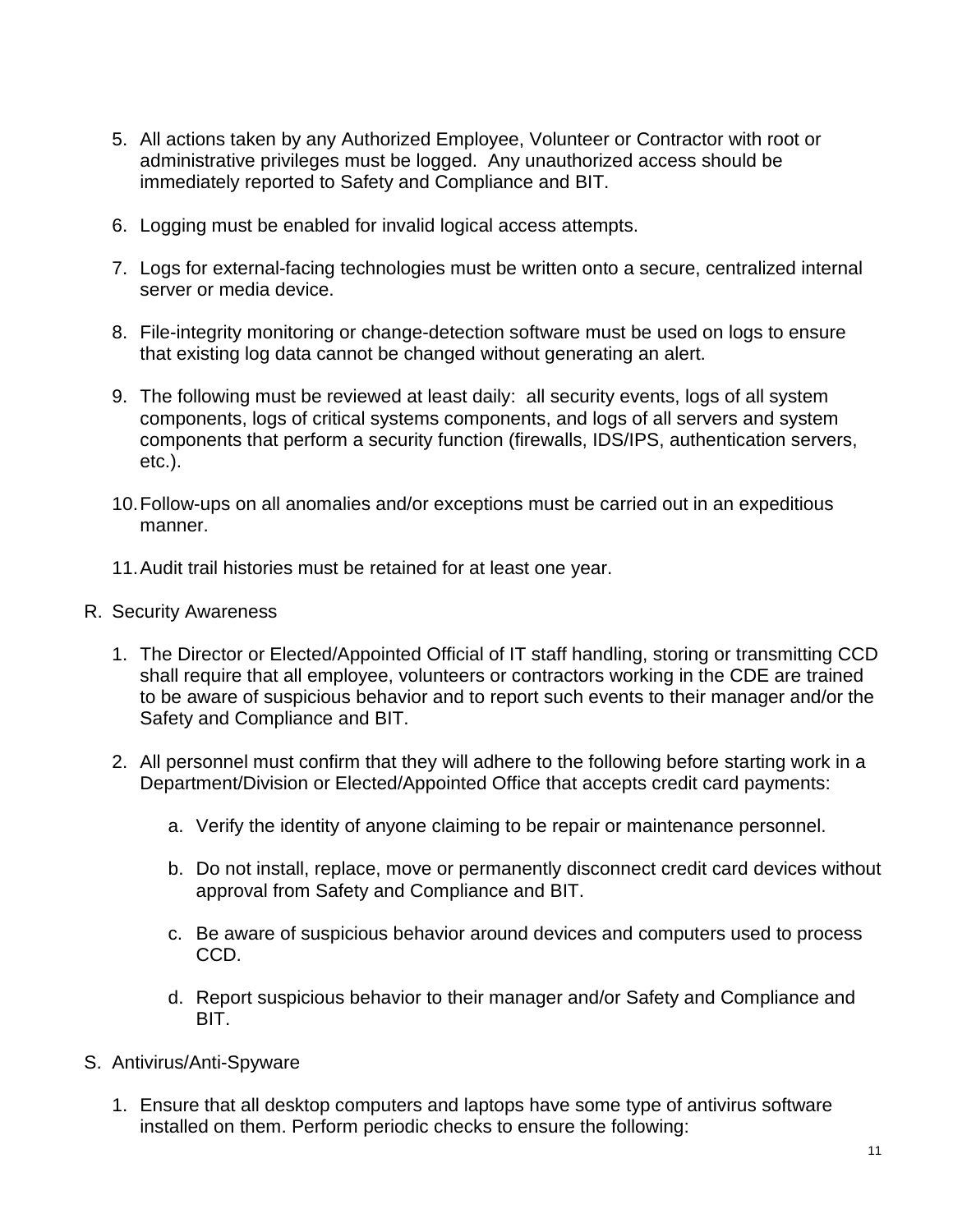5. All actions taken by any Authorized Employee, Volunteer or Contractor with root or administrative privileges must be logged. Any unauthorized access should be immediately reported to Safety and Compliance and BIT.

6. Logging must be enabled for invalid logical access attempts.

7. Logs for external-facing technologies must be written onto a secure, centralized internal server or media device.

8. File-integrity monitoring or change-detection software must be used on logs to ensure that existing log data cannot be changed without generating an alert.

9. The following must be reviewed at least daily: all security events, logs of all system components, logs of critical systems components, and logs of all servers and system components that perform a security function (firewalls, IDS/IPS, authentication servers, etc.).

10. Follow-ups on all anomalies and/or exceptions must be carried out in an expeditious manner.

11. Audit trail histories must be retained for at least one year.

R. Security Awareness

1. The Director or Elected/Appointed Official of IT staff handling, storing or transmitting CCD shall require that all employee, volunteers or contractors working in the CDE are trained to be aware of suspicious behavior and to report such events to their manager and/or the Safety and Compliance and BIT.

2. All personnel must confirm that they will adhere to the following before starting work in a Department/Division or Elected/Appointed Office that accepts credit card payments:

   a. Verify the identity of anyone claiming to be repair or maintenance personnel.

   b. Do not install, replace, move or permanently disconnect credit card devices without approval from Safety and Compliance and BIT.

   c. Be aware of suspicious behavior around devices and computers used to process CCD.

   d. Report suspicious behavior to their manager and/or Safety and Compliance and BIT.

S. Antivirus/Anti-Spyware

1. Ensure that all desktop computers and laptops have some type of antivirus software installed on them. Perform periodic checks to ensure the following: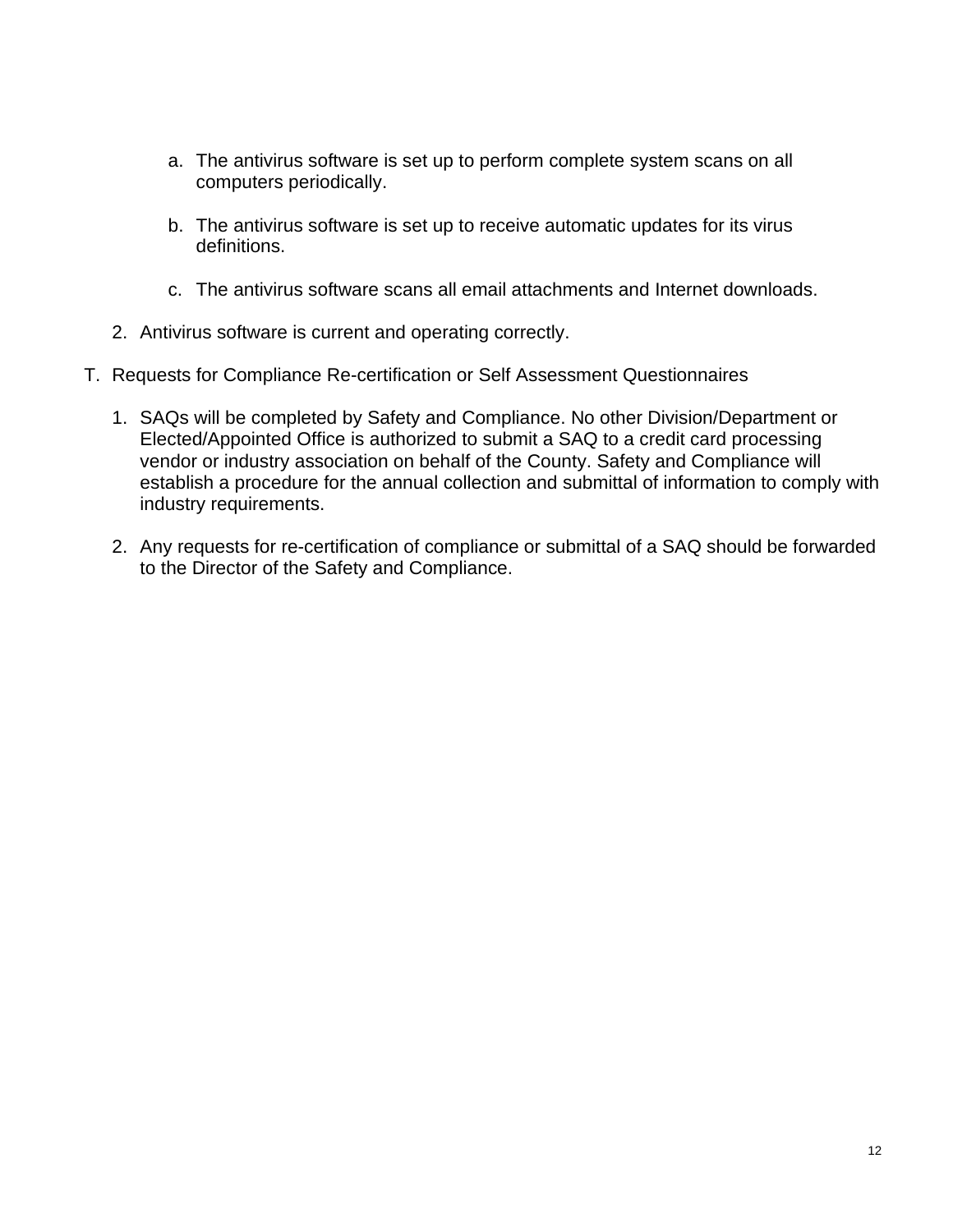a. The antivirus software is set up to perform complete system scans on all computers periodically.

   b. The antivirus software is set up to receive automatic updates for its virus definitions.

   c. The antivirus software scans all email attachments and Internet downloads.

2. Antivirus software is current and operating correctly.

T. Requests for Compliance Re-certification or Self Assessment Questionnaires

1. SAQs will be completed by Safety and Compliance. No other Division/Department or Elected/Appointed Office is authorized to submit a SAQ to a credit card processing vendor or industry association on behalf of the County. Safety and Compliance will establish a procedure for the annual collection and submittal of information to comply with industry requirements.

2. Any requests for re-certification of compliance or submittal of a SAQ should be forwarded to the Director of the Safety and Compliance.